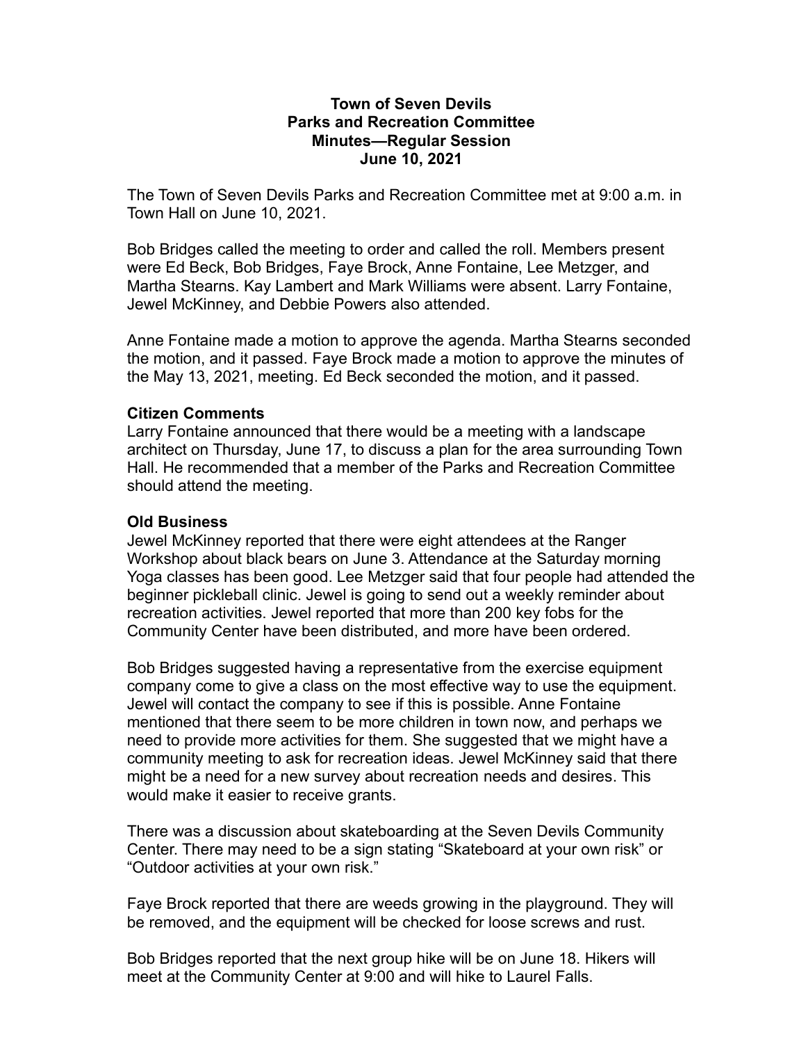**Town of Seven Devils**
**Parks and Recreation Committee**
**Minutes—Regular Session**
**June 10, 2021**

The Town of Seven Devils Parks and Recreation Committee met at 9:00 a.m. in Town Hall on June 10, 2021.

Bob Bridges called the meeting to order and called the roll. Members present were Ed Beck, Bob Bridges, Faye Brock, Anne Fontaine, Lee Metzger, and Martha Stearns. Kay Lambert and Mark Williams were absent. Larry Fontaine, Jewel McKinney, and Debbie Powers also attended.

Anne Fontaine made a motion to approve the agenda. Martha Stearns seconded the motion, and it passed. Faye Brock made a motion to approve the minutes of the May 13, 2021, meeting. Ed Beck seconded the motion, and it passed.

**Citizen Comments**

Larry Fontaine announced that there would be a meeting with a landscape architect on Thursday, June 17, to discuss a plan for the area surrounding Town Hall. He recommended that a member of the Parks and Recreation Committee should attend the meeting.

**Old Business**

Jewel McKinney reported that there were eight attendees at the Ranger Workshop about black bears on June 3. Attendance at the Saturday morning Yoga classes has been good. Lee Metzger said that four people had attended the beginner pickleball clinic. Jewel is going to send out a weekly reminder about recreation activities. Jewel reported that more than 200 key fobs for the Community Center have been distributed, and more have been ordered.

Bob Bridges suggested having a representative from the exercise equipment company come to give a class on the most effective way to use the equipment. Jewel will contact the company to see if this is possible. Anne Fontaine mentioned that there seem to be more children in town now, and perhaps we need to provide more activities for them. She suggested that we might have a community meeting to ask for recreation ideas. Jewel McKinney said that there might be a need for a new survey about recreation needs and desires. This would make it easier to receive grants.

There was a discussion about skateboarding at the Seven Devils Community Center. There may need to be a sign stating "Skateboard at your own risk" or "Outdoor activities at your own risk."

Faye Brock reported that there are weeds growing in the playground. They will be removed, and the equipment will be checked for loose screws and rust.

Bob Bridges reported that the next group hike will be on June 18. Hikers will meet at the Community Center at 9:00 and will hike to Laurel Falls.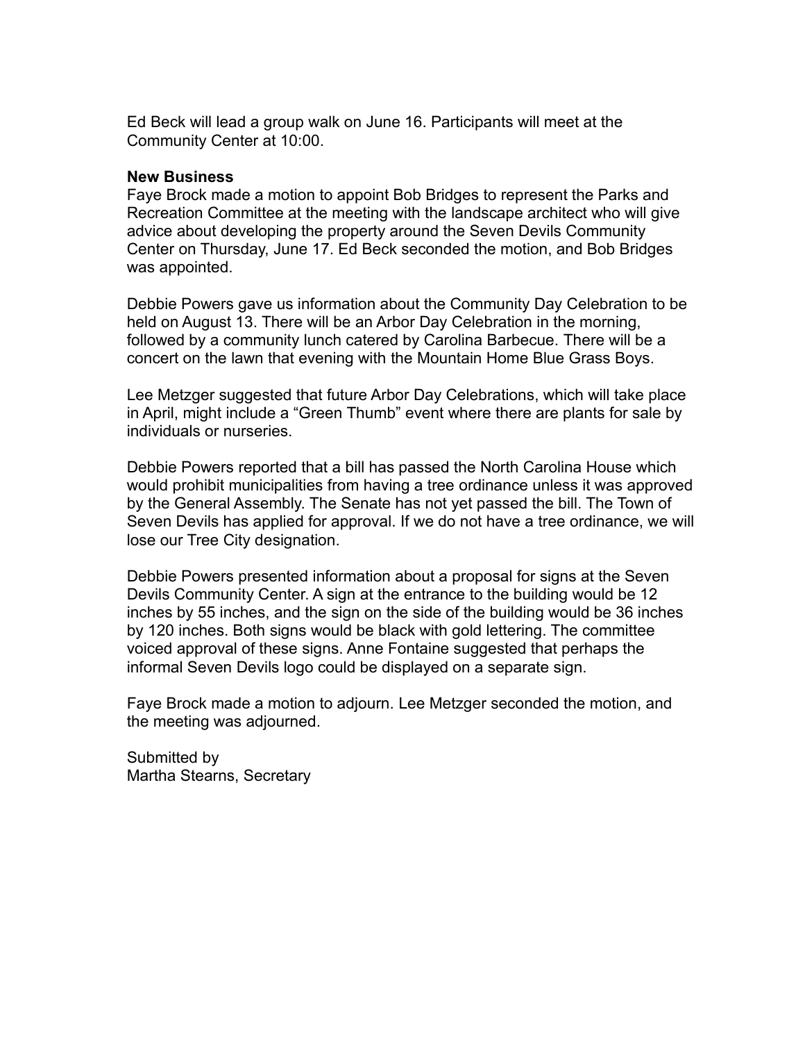Ed Beck will lead a group walk on June 16. Participants will meet at the Community Center at 10:00.

**New Business**

Faye Brock made a motion to appoint Bob Bridges to represent the Parks and Recreation Committee at the meeting with the landscape architect who will give advice about developing the property around the Seven Devils Community Center on Thursday, June 17. Ed Beck seconded the motion, and Bob Bridges was appointed.

Debbie Powers gave us information about the Community Day Celebration to be held on August 13. There will be an Arbor Day Celebration in the morning, followed by a community lunch catered by Carolina Barbecue. There will be a concert on the lawn that evening with the Mountain Home Blue Grass Boys.

Lee Metzger suggested that future Arbor Day Celebrations, which will take place in April, might include a "Green Thumb" event where there are plants for sale by individuals or nurseries.

Debbie Powers reported that a bill has passed the North Carolina House which would prohibit municipalities from having a tree ordinance unless it was approved by the General Assembly. The Senate has not yet passed the bill. The Town of Seven Devils has applied for approval. If we do not have a tree ordinance, we will lose our Tree City designation.

Debbie Powers presented information about a proposal for signs at the Seven Devils Community Center. A sign at the entrance to the building would be 12 inches by 55 inches, and the sign on the side of the building would be 36 inches by 120 inches. Both signs would be black with gold lettering. The committee voiced approval of these signs. Anne Fontaine suggested that perhaps the informal Seven Devils logo could be displayed on a separate sign.

Faye Brock made a motion to adjourn. Lee Metzger seconded the motion, and the meeting was adjourned.

Submitted by
Martha Stearns, Secretary